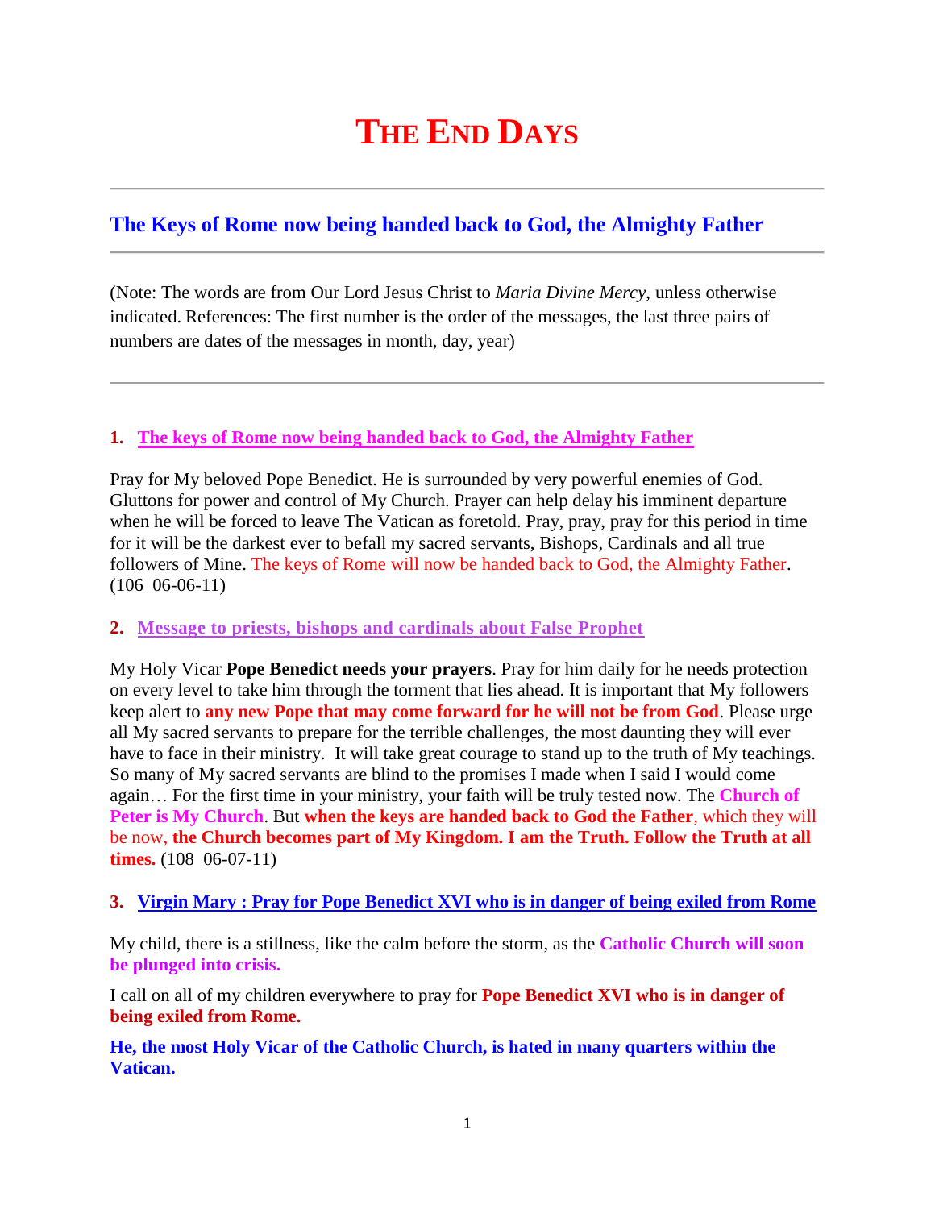# The End Days

## The Keys of Rome now being handed back to God, the Almighty Father

(Note: The words are from Our Lord Jesus Christ to *Maria Divine Mercy*, unless otherwise indicated. References: The first number is the order of the messages, the last three pairs of numbers are dates of the messages in month, day, year)

### 1. The keys of Rome now being handed back to God, the Almighty Father

Pray for My beloved Pope Benedict. He is surrounded by very powerful enemies of God. Gluttons for power and control of My Church. Prayer can help delay his imminent departure when he will be forced to leave The Vatican as foretold. Pray, pray, pray for this period in time for it will be the darkest ever to befall my sacred servants, Bishops, Cardinals and all true followers of Mine. The keys of Rome will now be handed back to God, the Almighty Father. (106 06-06-11)

### 2. Message to priests, bishops and cardinals about False Prophet

My Holy Vicar **Pope Benedict needs your prayers**. Pray for him daily for he needs protection on every level to take him through the torment that lies ahead. It is important that My followers keep alert to **any new Pope that may come forward for he will not be from God**. Please urge all My sacred servants to prepare for the terrible challenges, the most daunting they will ever have to face in their ministry. It will take great courage to stand up to the truth of My teachings. So many of My sacred servants are blind to the promises I made when I said I would come again… For the first time in your ministry, your faith will be truly tested now. The **Church of Peter is My Church**. But **when the keys are handed back to God the Father**, which they will be now, **the Church becomes part of My Kingdom. I am the Truth. Follow the Truth at all times.** (108 06-07-11)

### 3. Virgin Mary : Pray for Pope Benedict XVI who is in danger of being exiled from Rome

My child, there is a stillness, like the calm before the storm, as the **Catholic Church will soon be plunged into crisis.**

I call on all of my children everywhere to pray for **Pope Benedict XVI who is in danger of being exiled from Rome.**

**He, the most Holy Vicar of the Catholic Church, is hated in many quarters within the Vatican.**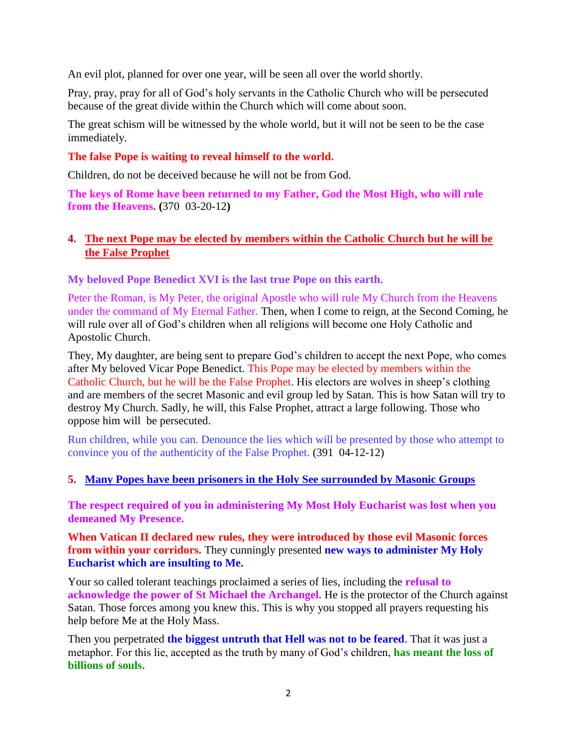An evil plot, planned for over one year, will be seen all over the world shortly.

Pray, pray, pray for all of God's holy servants in the Catholic Church who will be persecuted because of the great divide within the Church which will come about soon.

The great schism will be witnessed by the whole world, but it will not be seen to be the case immediately.

**The false Pope is waiting to reveal himself to the world.**

Children, do not be deceived because he will not be from God.

**The keys of Rome have been returned to my Father, God the Most High, who will rule from the Heavens. (**370 03-20-12**)**

### 4. The next Pope may be elected by members within the Catholic Church but he will be the False Prophet

**My beloved Pope Benedict XVI is the last true Pope on this earth.**

Peter the Roman, is My Peter, the original Apostle who will rule My Church from the Heavens under the command of My Eternal Father. Then, when I come to reign, at the Second Coming, he will rule over all of God's children when all religions will become one Holy Catholic and Apostolic Church.

They, My daughter, are being sent to prepare God's children to accept the next Pope, who comes after My beloved Vicar Pope Benedict. This Pope may be elected by members within the Catholic Church, but he will be the False Prophet. His electors are wolves in sheep's clothing and are members of the secret Masonic and evil group led by Satan. This is how Satan will try to destroy My Church. Sadly, he will, this False Prophet, attract a large following. Those who oppose him will be persecuted.

Run children, while you can. Denounce the lies which will be presented by those who attempt to convince you of the authenticity of the False Prophet. (391 04-12-12)

### 5. Many Popes have been prisoners in the Holy See surrounded by Masonic Groups

**The respect required of you in administering My Most Holy Eucharist was lost when you demeaned My Presence.**

**When Vatican II declared new rules, they were introduced by those evil Masonic forces from within your corridors.** They cunningly presented **new ways to administer My Holy Eucharist which are insulting to Me.**

Your so called tolerant teachings proclaimed a series of lies, including the **refusal to acknowledge the power of St Michael the Archangel.** He is the protector of the Church against Satan. Those forces among you knew this. This is why you stopped all prayers requesting his help before Me at the Holy Mass.

Then you perpetrated **the biggest untruth that Hell was not to be feared**. That it was just a metaphor. For this lie, accepted as the truth by many of God's children, **has meant the loss of billions of souls.**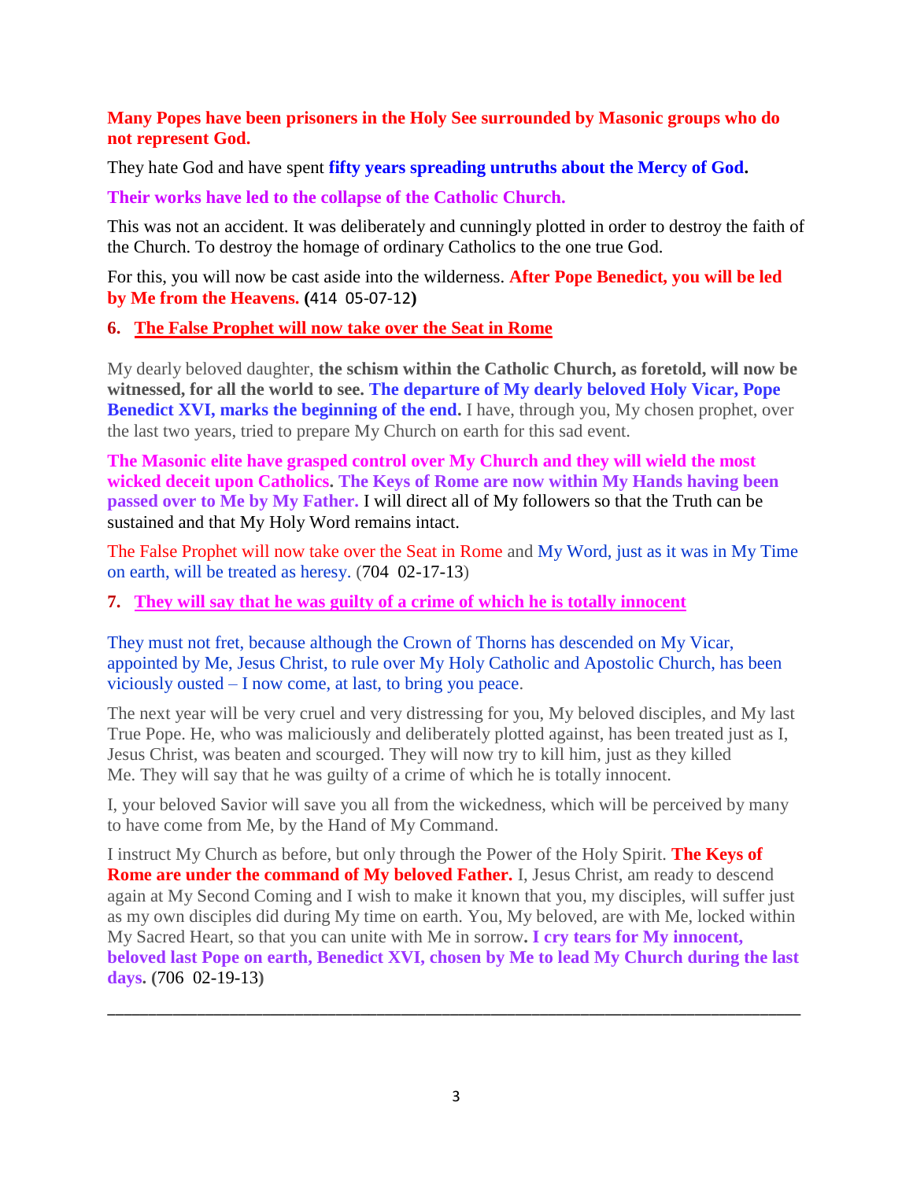**Many Popes have been prisoners in the Holy See surrounded by Masonic groups who do not represent God.**

They hate God and have spent **fifty years spreading untruths about the Mercy of God.**

**Their works have led to the collapse of the Catholic Church.**

This was not an accident. It was deliberately and cunningly plotted in order to destroy the faith of the Church. To destroy the homage of ordinary Catholics to the one true God.

For this, you will now be cast aside into the wilderness. **After Pope Benedict, you will be led by Me from the Heavens. (**414 05-07-12**)**

## 6. The False Prophet will now take over the Seat in Rome

My dearly beloved daughter, **the schism within the Catholic Church, as foretold, will now be witnessed, for all the world to see. The departure of My dearly beloved Holy Vicar, Pope Benedict XVI, marks the beginning of the end.** I have, through you, My chosen prophet, over the last two years, tried to prepare My Church on earth for this sad event.

**The Masonic elite have grasped control over My Church and they will wield the most wicked deceit upon Catholics. The Keys of Rome are now within My Hands having been passed over to Me by My Father.** I will direct all of My followers so that the Truth can be sustained and that My Holy Word remains intact.

The False Prophet will now take over the Seat in Rome and My Word, just as it was in My Time on earth, will be treated as heresy. (704 02-17-13)

## 7. They will say that he was guilty of a crime of which he is totally innocent

They must not fret, because although the Crown of Thorns has descended on My Vicar, appointed by Me, Jesus Christ, to rule over My Holy Catholic and Apostolic Church, has been viciously ousted – I now come, at last, to bring you peace.

The next year will be very cruel and very distressing for you, My beloved disciples, and My last True Pope. He, who was maliciously and deliberately plotted against, has been treated just as I, Jesus Christ, was beaten and scourged. They will now try to kill him, just as they killed Me. They will say that he was guilty of a crime of which he is totally innocent.

I, your beloved Savior will save you all from the wickedness, which will be perceived by many to have come from Me, by the Hand of My Command.

I instruct My Church as before, but only through the Power of the Holy Spirit. **The Keys of Rome are under the command of My beloved Father.** I, Jesus Christ, am ready to descend again at My Second Coming and I wish to make it known that you, my disciples, will suffer just as my own disciples did during My time on earth. You, My beloved, are with Me, locked within My Sacred Heart, so that you can unite with Me in sorrow**. I cry tears for My innocent, beloved last Pope on earth, Benedict XVI, chosen by Me to lead My Church during the last days. (**706 02-19-13**)**

---